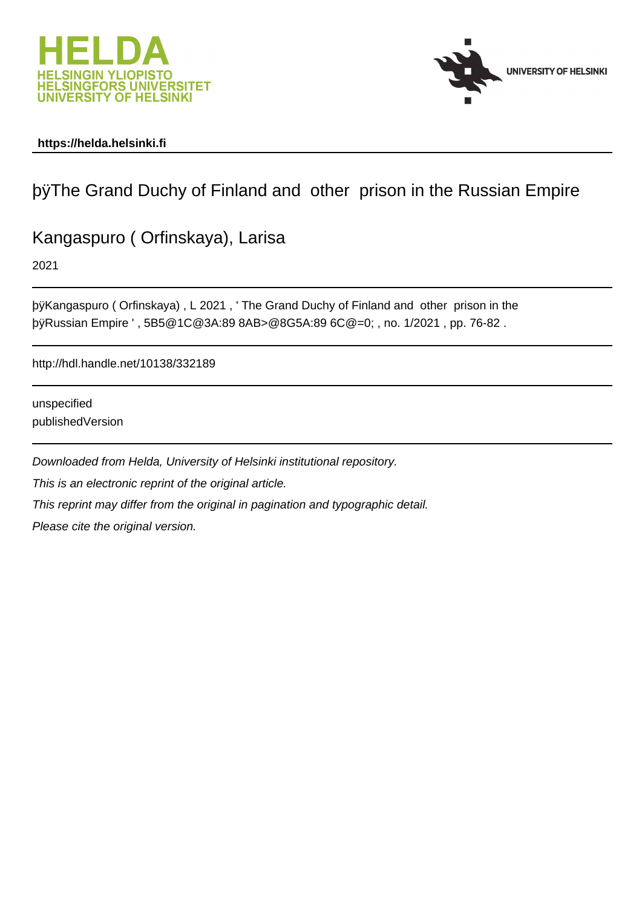https://helda.helsinki.fi

# þÿThe Grand Duchy of Finland and other prison in the Russian Empire

Kangaspuro ( Orfinskaya), Larisa

2021

þÿKangaspuro ( Orfinskaya) , L 2021 , ' The Grand Duchy of Finland and other prison in the þÿRussian Empire ' , 5B5@1C@3A:89 8AB>@8G5A:89 6C@=0; , no. 1/2021 , pp. 76-82 .

http://hdl.handle.net/10138/332189

unspecified
publishedVersion

*Downloaded from Helda, University of Helsinki institutional repository.*

*This is an electronic reprint of the original article.*

*This reprint may differ from the original in pagination and typographic detail.*

*Please cite the original version.*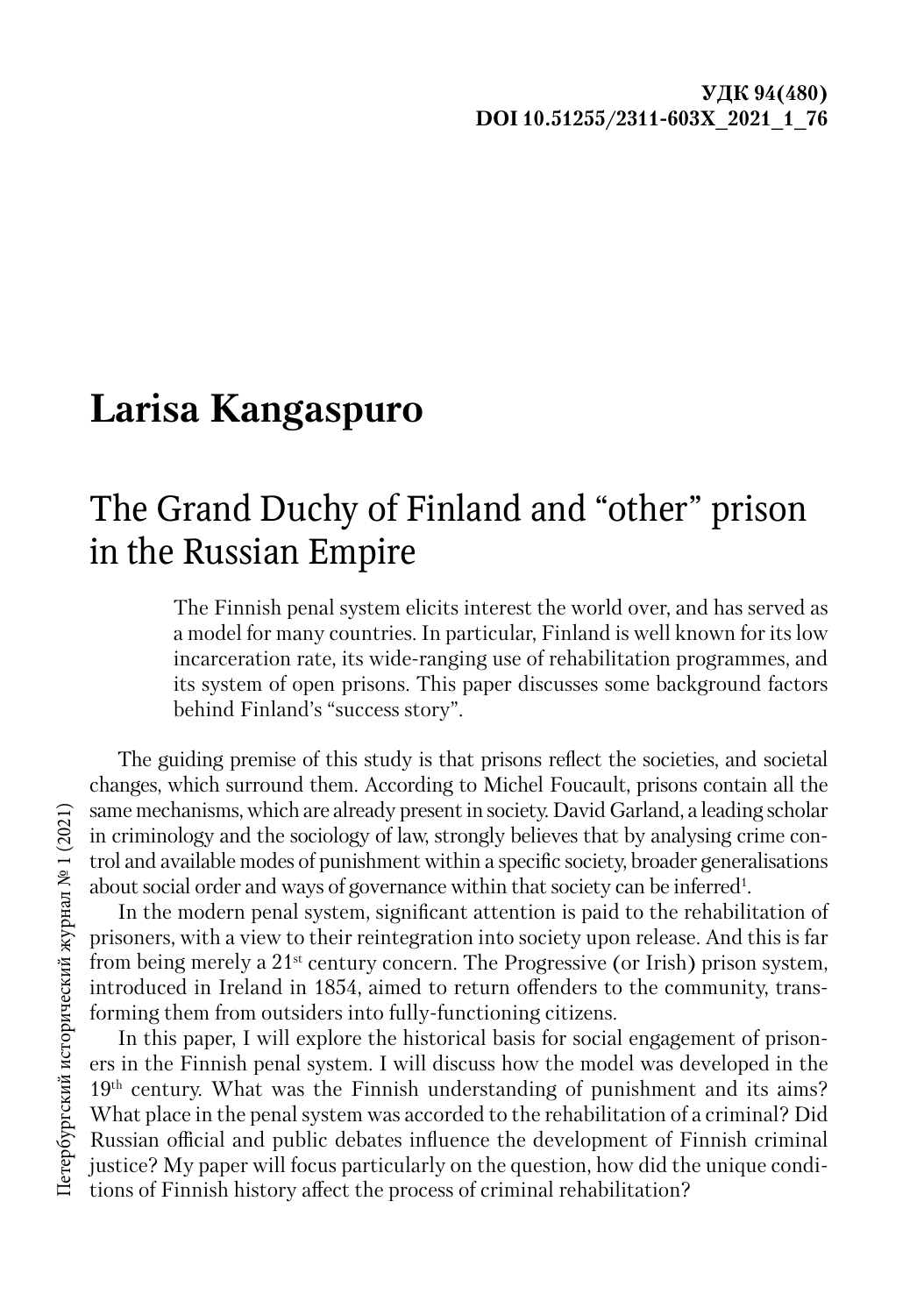**УДК 94(480)**
**DOI 10.51255/2311-603X_2021_1_76**

# Larisa Kangaspuro

## The Grand Duchy of Finland and "other" prison in the Russian Empire

The Finnish penal system elicits interest the world over, and has served as a model for many countries. In particular, Finland is well known for its low incarceration rate, its wide-ranging use of rehabilitation programmes, and its system of open prisons. This paper discusses some background factors behind Finland's "success story".

The guiding premise of this study is that prisons reflect the societies, and societal changes, which surround them. According to Michel Foucault, prisons contain all the same mechanisms, which are already present in society. David Garland, a leading scholar in criminology and the sociology of law, strongly believes that by analysing crime control and available modes of punishment within a specific society, broader generalisations about social order and ways of governance within that society can be inferred[1].

In the modern penal system, significant attention is paid to the rehabilitation of prisoners, with a view to their reintegration into society upon release. And this is far from being merely a 21st century concern. The Progressive (or Irish) prison system, introduced in Ireland in 1854, aimed to return offenders to the community, transforming them from outsiders into fully-functioning citizens.

In this paper, I will explore the historical basis for social engagement of prisoners in the Finnish penal system. I will discuss how the model was developed in the 19th century. What was the Finnish understanding of punishment and its aims? What place in the penal system was accorded to the rehabilitation of a criminal? Did Russian official and public debates influence the development of Finnish criminal justice? My paper will focus particularly on the question, how did the unique conditions of Finnish history affect the process of criminal rehabilitation?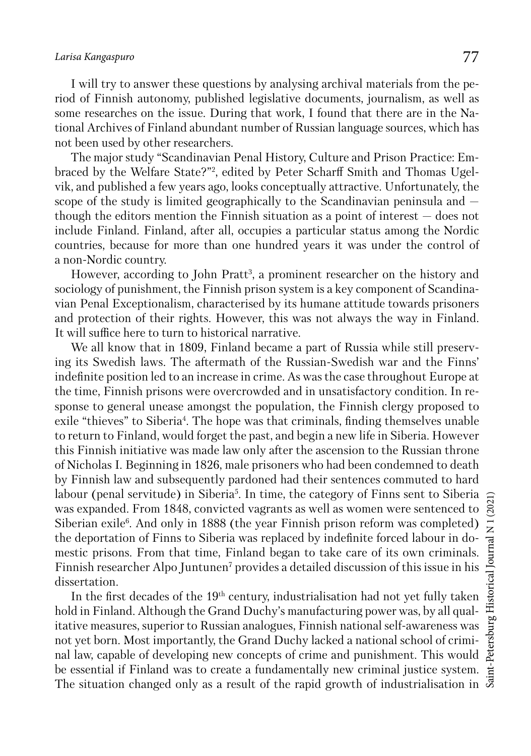I will try to answer these questions by analysing archival materials from the period of Finnish autonomy, published legislative documents, journalism, as well as some researches on the issue. During that work, I found that there are in the National Archives of Finland abundant number of Russian language sources, which has not been used by other researchers.

The major study "Scandinavian Penal History, Culture and Prison Practice: Embraced by the Welfare State?"[2], edited by Peter Scharff Smith and Thomas Ugelvik, and published a few years ago, looks conceptually attractive. Unfortunately, the scope of the study is limited geographically to the Scandinavian peninsula and — though the editors mention the Finnish situation as a point of interest — does not include Finland. Finland, after all, occupies a particular status among the Nordic countries, because for more than one hundred years it was under the control of a non-Nordic country.

However, according to John Pratt[3], a prominent researcher on the history and sociology of punishment, the Finnish prison system is a key component of Scandinavian Penal Exceptionalism, characterised by its humane attitude towards prisoners and protection of their rights. However, this was not always the way in Finland. It will suffice here to turn to historical narrative.

We all know that in 1809, Finland became a part of Russia while still preserving its Swedish laws. The aftermath of the Russian-Swedish war and the Finns' indefinite position led to an increase in crime. As was the case throughout Europe at the time, Finnish prisons were overcrowded and in unsatisfactory condition. In response to general unease amongst the population, the Finnish clergy proposed to exile "thieves" to Siberia[4]. The hope was that criminals, finding themselves unable to return to Finland, would forget the past, and begin a new life in Siberia. However this Finnish initiative was made law only after the ascension to the Russian throne of Nicholas I. Beginning in 1826, male prisoners who had been condemned to death by Finnish law and subsequently pardoned had their sentences commuted to hard labour (penal servitude) in Siberia[5]. In time, the category of Finns sent to Siberia was expanded. From 1848, convicted vagrants as well as women were sentenced to Siberian exile[6]. And only in 1888 (the year Finnish prison reform was completed) the deportation of Finns to Siberia was replaced by indefinite forced labour in domestic prisons. From that time, Finland began to take care of its own criminals. Finnish researcher Alpo Juntunen[7] provides a detailed discussion of this issue in his dissertation.

In the first decades of the 19th century, industrialisation had not yet fully taken hold in Finland. Although the Grand Duchy's manufacturing power was, by all qualitative measures, superior to Russian analogues, Finnish national self-awareness was not yet born. Most importantly, the Grand Duchy lacked a national school of criminal law, capable of developing new concepts of crime and punishment. This would be essential if Finland was to create a fundamentally new criminal justice system. The situation changed only as a result of the rapid growth of industrialisation in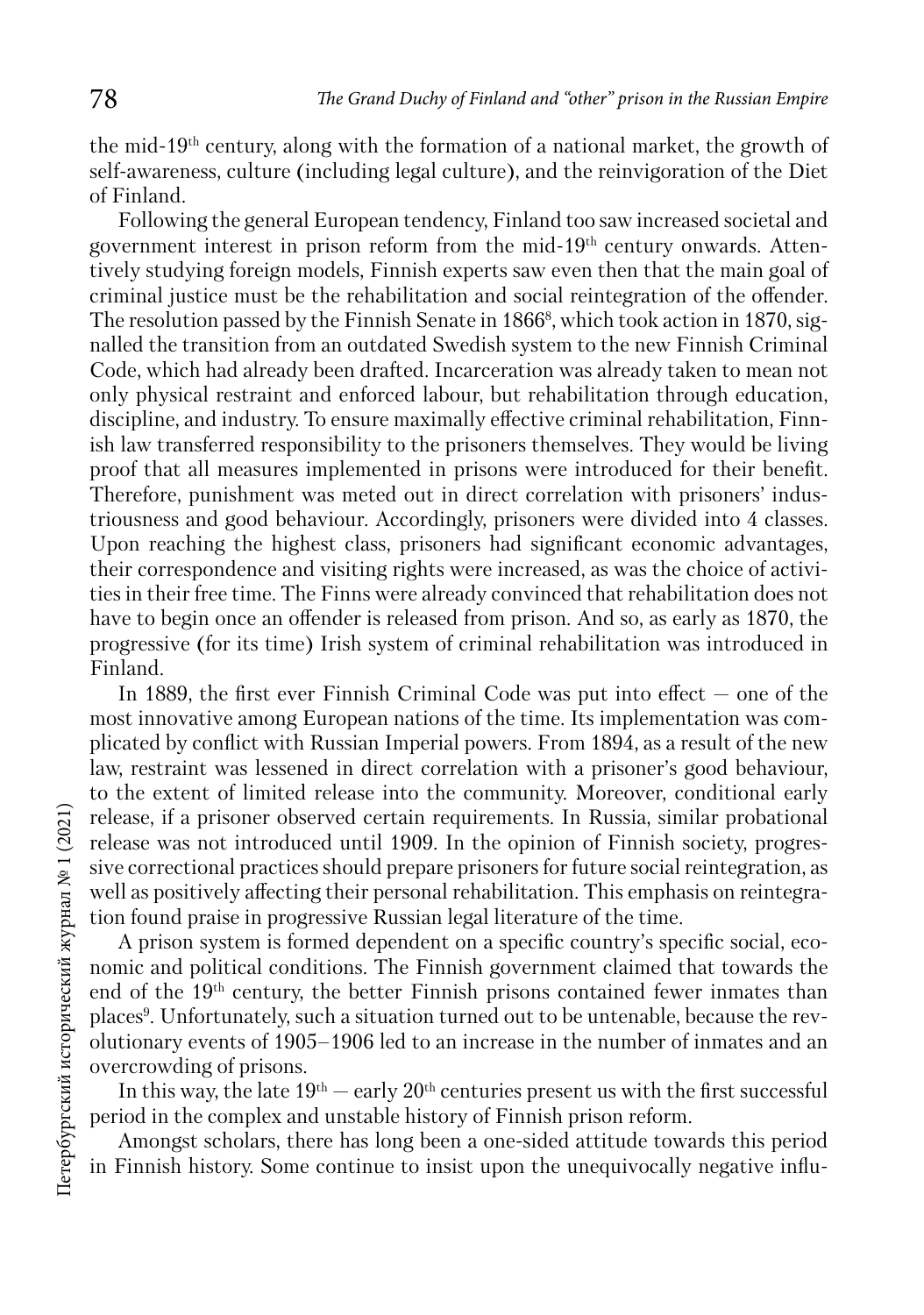the mid-19th century, along with the formation of a national market, the growth of self-awareness, culture (including legal culture), and the reinvigoration of the Diet of Finland.

Following the general European tendency, Finland too saw increased societal and government interest in prison reform from the mid-19th century onwards. Attentively studying foreign models, Finnish experts saw even then that the main goal of criminal justice must be the rehabilitation and social reintegration of the offender. The resolution passed by the Finnish Senate in 1866[8], which took action in 1870, signalled the transition from an outdated Swedish system to the new Finnish Criminal Code, which had already been drafted. Incarceration was already taken to mean not only physical restraint and enforced labour, but rehabilitation through education, discipline, and industry. To ensure maximally effective criminal rehabilitation, Finnish law transferred responsibility to the prisoners themselves. They would be living proof that all measures implemented in prisons were introduced for their benefit. Therefore, punishment was meted out in direct correlation with prisoners' industriousness and good behaviour. Accordingly, prisoners were divided into 4 classes. Upon reaching the highest class, prisoners had significant economic advantages, their correspondence and visiting rights were increased, as was the choice of activities in their free time. The Finns were already convinced that rehabilitation does not have to begin once an offender is released from prison. And so, as early as 1870, the progressive (for its time) Irish system of criminal rehabilitation was introduced in Finland.

In 1889, the first ever Finnish Criminal Code was put into effect — one of the most innovative among European nations of the time. Its implementation was complicated by conflict with Russian Imperial powers. From 1894, as a result of the new law, restraint was lessened in direct correlation with a prisoner's good behaviour, to the extent of limited release into the community. Moreover, conditional early release, if a prisoner observed certain requirements. In Russia, similar probational release was not introduced until 1909. In the opinion of Finnish society, progressive correctional practices should prepare prisoners for future social reintegration, as well as positively affecting their personal rehabilitation. This emphasis on reintegration found praise in progressive Russian legal literature of the time.

A prison system is formed dependent on a specific country's specific social, economic and political conditions. The Finnish government claimed that towards the end of the 19th century, the better Finnish prisons contained fewer inmates than places[9]. Unfortunately, such a situation turned out to be untenable, because the revolutionary events of 1905–1906 led to an increase in the number of inmates and an overcrowding of prisons.

In this way, the late 19th — early 20th centuries present us with the first successful period in the complex and unstable history of Finnish prison reform.

Amongst scholars, there has long been a one-sided attitude towards this period in Finnish history. Some continue to insist upon the unequivocally negative influ-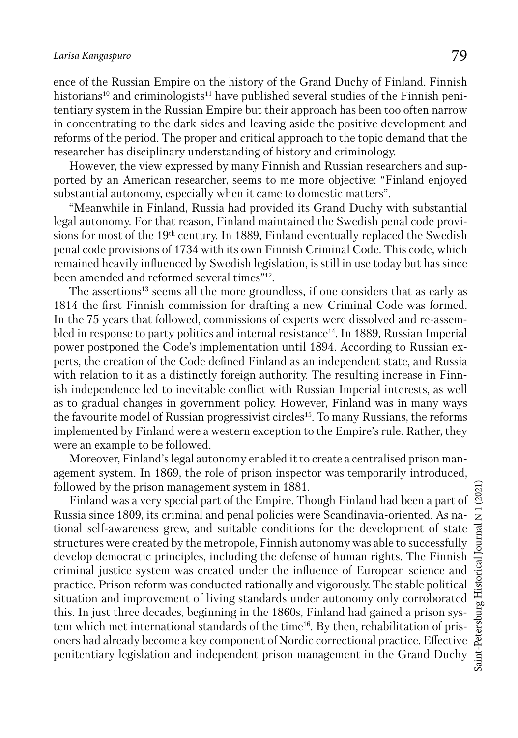ence of the Russian Empire on the history of the Grand Duchy of Finland. Finnish historians[10] and criminologists[11] have published several studies of the Finnish penitentiary system in the Russian Empire but their approach has been too often narrow in concentrating to the dark sides and leaving aside the positive development and reforms of the period. The proper and critical approach to the topic demand that the researcher has disciplinary understanding of history and criminology.

However, the view expressed by many Finnish and Russian researchers and supported by an American researcher, seems to me more objective: "Finland enjoyed substantial autonomy, especially when it came to domestic matters".

"Meanwhile in Finland, Russia had provided its Grand Duchy with substantial legal autonomy. For that reason, Finland maintained the Swedish penal code provisions for most of the 19th century. In 1889, Finland eventually replaced the Swedish penal code provisions of 1734 with its own Finnish Criminal Code. This code, which remained heavily influenced by Swedish legislation, is still in use today but has since been amended and reformed several times"[12].

The assertions[13] seems all the more groundless, if one considers that as early as 1814 the first Finnish commission for drafting a new Criminal Code was formed. In the 75 years that followed, commissions of experts were dissolved and re-assembled in response to party politics and internal resistance[14]. In 1889, Russian Imperial power postponed the Code's implementation until 1894. According to Russian experts, the creation of the Code defined Finland as an independent state, and Russia with relation to it as a distinctly foreign authority. The resulting increase in Finnish independence led to inevitable conflict with Russian Imperial interests, as well as to gradual changes in government policy. However, Finland was in many ways the favourite model of Russian progressivist circles[15]. To many Russians, the reforms implemented by Finland were a western exception to the Empire's rule. Rather, they were an example to be followed.

Moreover, Finland's legal autonomy enabled it to create a centralised prison management system. In 1869, the role of prison inspector was temporarily introduced, followed by the prison management system in 1881.

Finland was a very special part of the Empire. Though Finland had been a part of Russia since 1809, its criminal and penal policies were Scandinavia-oriented. As national self-awareness grew, and suitable conditions for the development of state structures were created by the metropole, Finnish autonomy was able to successfully develop democratic principles, including the defense of human rights. The Finnish criminal justice system was created under the influence of European science and practice. Prison reform was conducted rationally and vigorously. The stable political situation and improvement of living standards under autonomy only corroborated this. In just three decades, beginning in the 1860s, Finland had gained a prison system which met international standards of the time[16]. By then, rehabilitation of prisoners had already become a key component of Nordic correctional practice. Effective penitentiary legislation and independent prison management in the Grand Duchy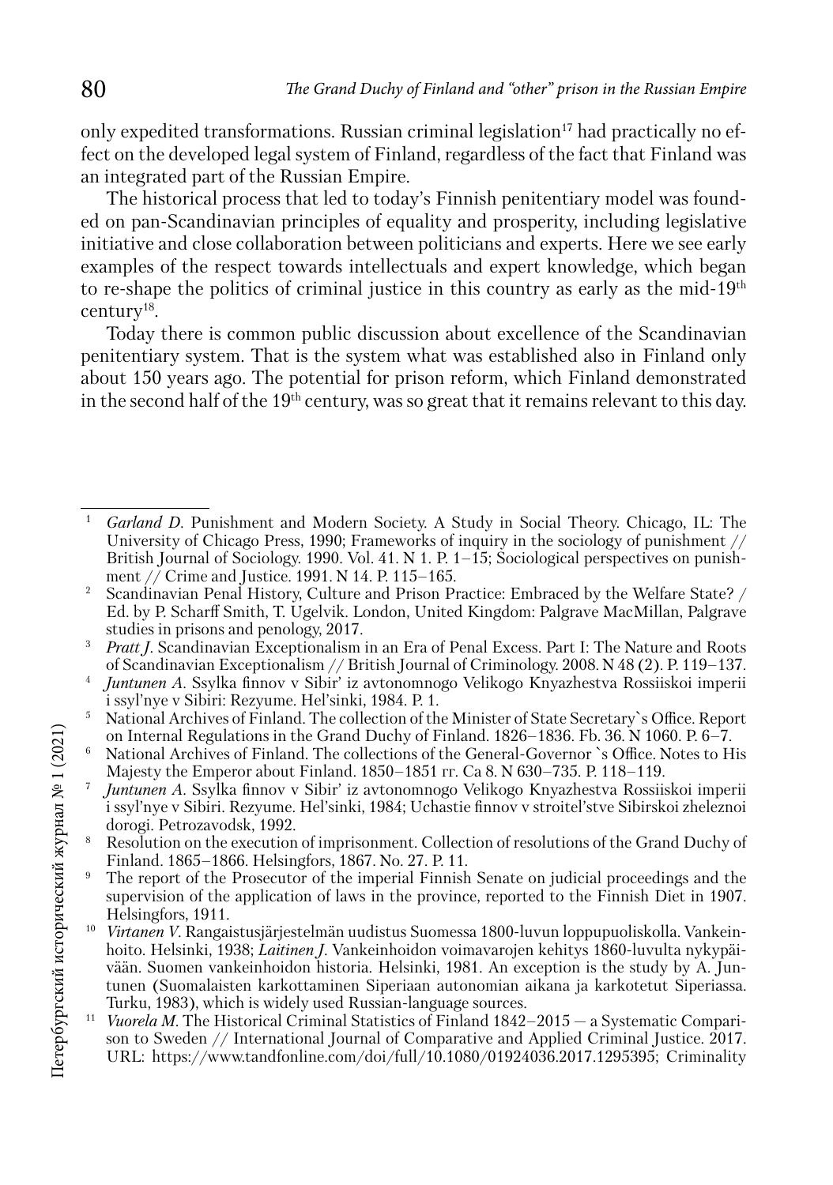only expedited transformations. Russian criminal legislation[17] had practically no effect on the developed legal system of Finland, regardless of the fact that Finland was an integrated part of the Russian Empire.

The historical process that led to today's Finnish penitentiary model was founded on pan-Scandinavian principles of equality and prosperity, including legislative initiative and close collaboration between politicians and experts. Here we see early examples of the respect towards intellectuals and expert knowledge, which began to re-shape the politics of criminal justice in this country as early as the mid-19th century[18].

Today there is common public discussion about excellence of the Scandinavian penitentiary system. That is the system what was established also in Finland only about 150 years ago. The potential for prison reform, which Finland demonstrated in the second half of the 19th century, was so great that it remains relevant to this day.

---

1. *Garland D.* Punishment and Modern Society. A Study in Social Theory. Chicago, IL: The University of Chicago Press, 1990; Frameworks of inquiry in the sociology of punishment // British Journal of Sociology. 1990. Vol. 41. N 1. P. 1–15; Sociological perspectives on punishment // Crime and Justice. 1991. N 14. P. 115–165.
2. Scandinavian Penal History, Culture and Prison Practice: Embraced by the Welfare State? / Ed. by P. Scharff Smith, T. Ugelvik. London, United Kingdom: Palgrave MacMillan, Palgrave studies in prisons and penology, 2017.
3. *Pratt J.* Scandinavian Exceptionalism in an Era of Penal Excess. Part I: The Nature and Roots of Scandinavian Exceptionalism // British Journal of Criminology. 2008. N 48 (2). P. 119–137.
4. *Juntunen A.* Ssylka finnov v Sibir' iz avtonomnogo Velikogo Knyazhestva Rossiiskoi imperii i ssyl'nye v Sibiri: Rezyume. Hel'sinki, 1984. P. 1.
5. National Archives of Finland. The collection of the Minister of State Secretary`s Office. Report on Internal Regulations in the Grand Duchy of Finland. 1826–1836. Fb. 36. N 1060. P. 6–7.
6. National Archives of Finland. The collections of the General-Governor `s Office. Notes to His Majesty the Emperor about Finland. 1850–1851 гг. Ca 8. N 630–735. P. 118–119.
7. *Juntunen A.* Ssylka finnov v Sibir' iz avtonomnogo Velikogo Knyazhestva Rossiiskoi imperii i ssyl'nye v Sibiri. Rezyume. Hel'sinki, 1984; Uchastie finnov v stroitel'stve Sibirskoi zheleznoi dorogi. Petrozavodsk, 1992.
8. Resolution on the execution of imprisonment. Collection of resolutions of the Grand Duchy of Finland. 1865–1866. Helsingfors, 1867. No. 27. P. 11.
9. The report of the Prosecutor of the imperial Finnish Senate on judicial proceedings and the supervision of the application of laws in the province, reported to the Finnish Diet in 1907. Helsingfors, 1911.
10. *Virtanen V.* Rangaistusjärjestelmän uudistus Suomessa 1800-luvun loppupuoliskolla. Vankeinhoito. Helsinki, 1938; *Laitinen J.* Vankeinhoidon voimavarojen kehitys 1860-luvulta nykypäivään. Suomen vankeinhoidon historia. Helsinki, 1981. An exception is the study by A. Juntunen (Suomalaisten karkottaminen Siperiaan autonomian aikana ja karkotetut Siperiassa. Turku, 1983), which is widely used Russian-language sources.
11. *Vuorela M.* The Historical Criminal Statistics of Finland 1842–2015 — a Systematic Comparison to Sweden // International Journal of Comparative and Applied Criminal Justice. 2017. URL: https://www.tandfonline.com/doi/full/10.1080/01924036.2017.1295395; Criminality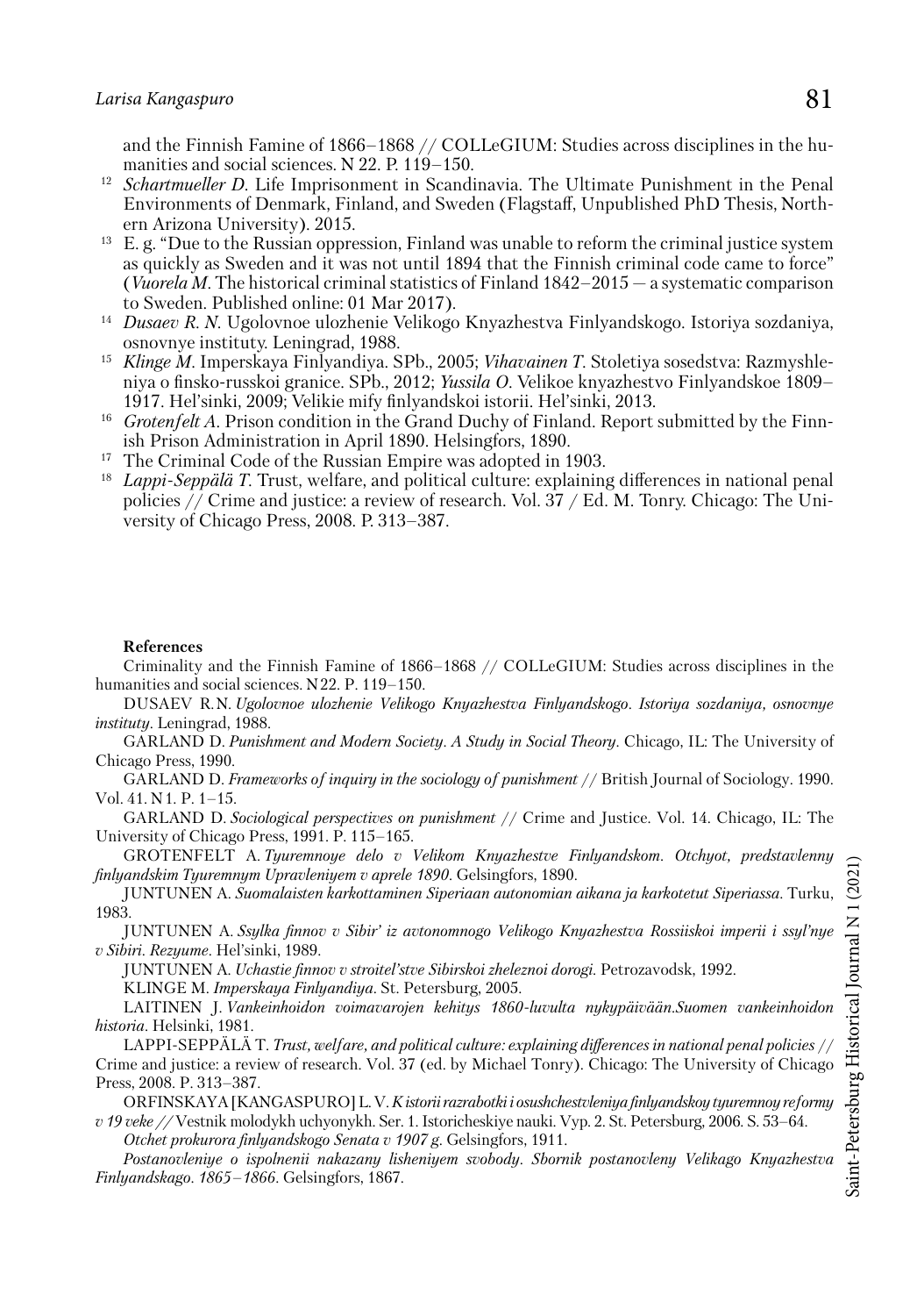and the Finnish Famine of 1866–1868 // COLLeGIUM: Studies across disciplines in the humanities and social sciences. N 22. P. 119–150.

[12] *Schartmueller D*. Life Imprisonment in Scandinavia. The Ultimate Punishment in the Penal Environments of Denmark, Finland, and Sweden (Flagstaff, Unpublished PhD Thesis, Northern Arizona University). 2015.

[13] E. g. "Due to the Russian oppression, Finland was unable to reform the criminal justice system as quickly as Sweden and it was not until 1894 that the Finnish criminal code came to force" (*Vuorela M*. The historical criminal statistics of Finland 1842–2015 — a systematic comparison to Sweden. Published online: 01 Mar 2017).

[14] *Dusaev R. N*. Ugolovnoe ulozhenie Velikogo Knyazhestva Finlyandskogo. Istoriya sozdaniya, osnovnye instituty. Leningrad, 1988.

[15] *Klinge M*. Imperskaya Finlyandiya. SPb., 2005; *Vihavainen T*. Stoletiya sosedstva: Razmyshleniya o finsko-russkoi granice. SPb., 2012; *Yussila O*. Velikoe knyazhestvo Finlyandskoe 1809–1917. Hel'sinki, 2009; Velikie mify finlyandskoi istorii. Hel'sinki, 2013.

[16] *Grotenfelt A*. Prison condition in the Grand Duchy of Finland. Report submitted by the Finnish Prison Administration in April 1890. Helsingfors, 1890.

[17] The Criminal Code of the Russian Empire was adopted in 1903.

[18] *Lappi-Seppälä T*. Trust, welfare, and political culture: explaining differences in national penal policies // Crime and justice: a review of research. Vol. 37 / Ed. M. Tonry. Chicago: The University of Chicago Press, 2008. P. 313–387.

**References**

Criminality and the Finnish Famine of 1866–1868 // COLLeGIUM: Studies across disciplines in the humanities and social sciences. N 22. P. 119–150.

DUSAEV R. N. *Ugolovnoe ulozhenie Velikogo Knyazhestva Finlyandskogo. Istoriya sozdaniya, osnovnye instituty*. Leningrad, 1988.

GARLAND D. *Punishment and Modern Society. A Study in Social Theory*. Chicago, IL: The University of Chicago Press, 1990.

GARLAND D. *Frameworks of inquiry in the sociology of punishment* // British Journal of Sociology. 1990. Vol. 41. N 1. P. 1–15.

GARLAND D. *Sociological perspectives on punishment* // Crime and Justice. Vol. 14. Chicago, IL: The University of Chicago Press, 1991. P. 115–165.

GROTENFELT A. *Tyuremnoye delo v Velikom Knyazhestve Finlyandskom. Otchyot, predstavlenny finlyandskim Tyuremnym Upravleniyem v aprele 1890*. Gelsingfors, 1890.

JUNTUNEN A. *Suomalaisten karkottaminen Siperiaan autonomian aikana ja karkotetut Siperiassa*. Turku, 1983.

JUNTUNEN A. *Ssylka finnov v Sibir' iz avtonomnogo Velikogo Knyazhestva Rossiiskoi imperii i ssyl'nye v Sibiri. Rezyume*. Hel'sinki, 1989.

JUNTUNEN A. *Uchastie finnov v stroitel'stve Sibirskoi zheleznoi dorogi*. Petrozavodsk, 1992.

KLINGE M. *Imperskaya Finlyandiya*. St. Petersburg, 2005.

LAITINEN J. *Vankeinhoidon voimavarojen kehitys 1860-luvulta nykypäivään.Suomen vankeinhoidon historia*. Helsinki, 1981.

LAPPI-SEPPÄLÄ T. *Trust, welfare, and political culture: explaining differences in national penal policies* // Crime and justice: a review of research. Vol. 37 (ed. by Michael Tonry). Chicago: The University of Chicago Press, 2008. P. 313–387.

ORFINSKAYA [KANGASPURO] L. V. *K istorii razrabotki i osushchestvleniya finlyandskoy tyuremnoy reformy v 19 veke* // Vestnik molodykh uchyonykh. Ser. 1. Istoricheskiye nauki. Vyp. 2. St. Petersburg, 2006. S. 53–64.

*Otchet prokurora finlyandskogo Senata v 1907 g*. Gelsingfors, 1911.

*Postanovleniye o ispolnenii nakazany lisheniyem svobody. Sbornik postanovleny Velikago Knyazhestva Finlyandskago. 1865–1866*. Gelsingfors, 1867.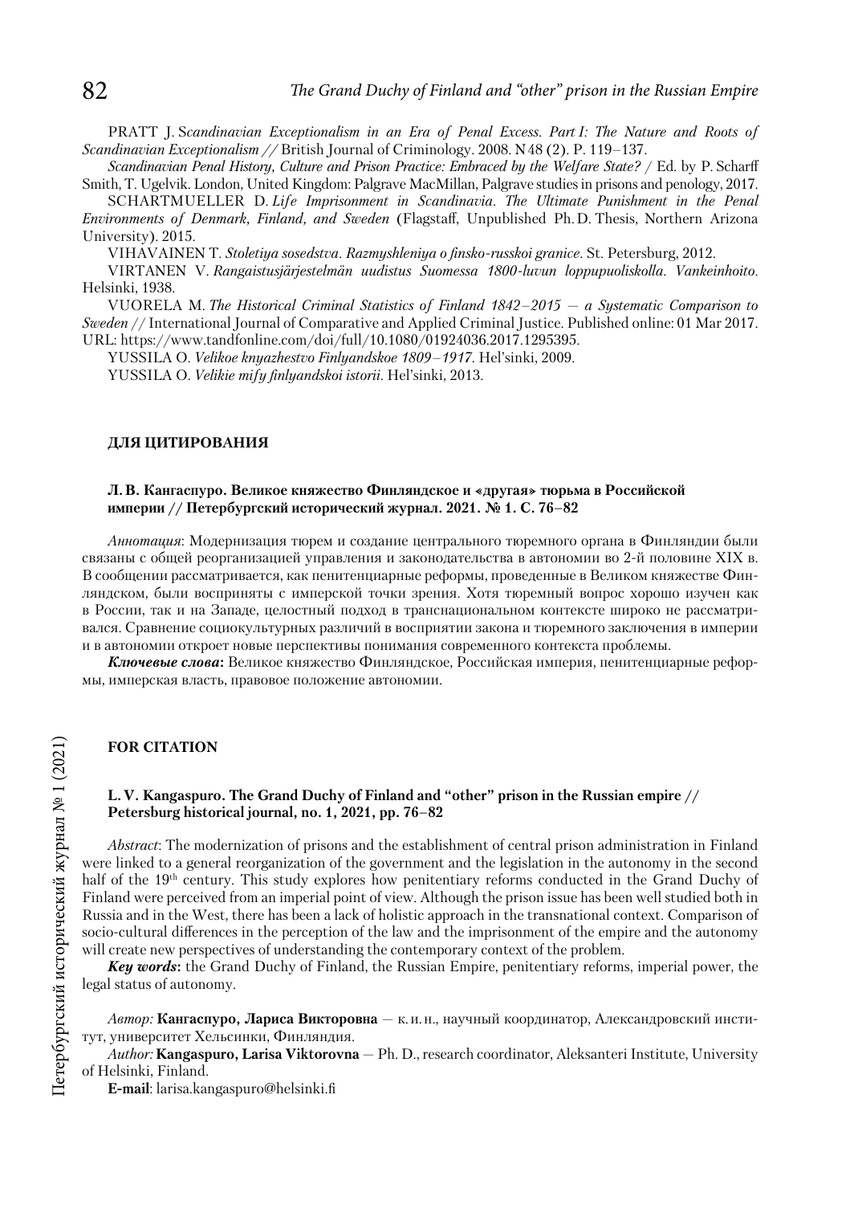PRATT J. *Scandinavian Exceptionalism in an Era of Penal Excess. Part I: The Nature and Roots of Scandinavian Exceptionalism* // British Journal of Criminology. 2008. N 48 (2). P. 119–137.

*Scandinavian Penal History, Culture and Prison Practice: Embraced by the Welfare State?* / Ed. by P. Scharff Smith, T. Ugelvik. London, United Kingdom: Palgrave MacMillan, Palgrave studies in prisons and penology, 2017.

SCHARTMUELLER D. *Life Imprisonment in Scandinavia. The Ultimate Punishment in the Penal Environments of Denmark, Finland, and Sweden* (Flagstaff, Unpublished Ph. D. Thesis, Northern Arizona University). 2015.

VIHAVAINEN T. *Stoletiya sosedstva. Razmyshleniya o finsko-russkoi granice*. St. Petersburg, 2012.

VIRTANEN V. *Rangaistusjärjestelmän uudistus Suomessa 1800-luvun loppupuoliskolla. Vankeinhoito*. Helsinki, 1938.

VUORELA M. *The Historical Criminal Statistics of Finland 1842–2015 — a Systematic Comparison to Sweden* // International Journal of Comparative and Applied Criminal Justice. Published online: 01 Mar 2017. URL: https://www.tandfonline.com/doi/full/10.1080/01924036.2017.1295395.

YUSSILA O. *Velikoe knyazhestvo Finlyandskoe 1809–1917*. Hel'sinki, 2009.

YUSSILA O. *Velikie mify finlyandskoi istorii*. Hel'sinki, 2013.

### ДЛЯ ЦИТИРОВАНИЯ

**Л. В. Кангаспуро. Великое княжество Финляндское и «другая» тюрьма в Российской империи // Петербургский исторический журнал. 2021. № 1. С. 76–82**

*Аннотация*: Модернизация тюрем и создание центрального тюремного органа в Финляндии были связаны с общей реорганизацией управления и законодательства в автономии во 2-й половине XIX в. В сообщении рассматривается, как пенитенциарные реформы, проведенные в Великом княжестве Финляндском, были восприняты с имперской точки зрения. Хотя тюремный вопрос хорошо изучен как в России, так и на Западе, целостный подход в транснациональном контексте широко не рассматривался. Сравнение социокультурных различий в восприятии закона и тюремного заключения в империи и в автономии откроет новые перспективы понимания современного контекста проблемы.

***Ключевые слова*:** Великое княжество Финляндское, Российская империя, пенитенциарные реформы, имперская власть, правовое положение автономии.

### FOR CITATION

**L. V. Kangaspuro. The Grand Duchy of Finland and "other" prison in the Russian empire // Petersburg historical journal, no. 1, 2021, pp. 76–82**

*Abstract*: The modernization of prisons and the establishment of central prison administration in Finland were linked to a general reorganization of the government and the legislation in the autonomy in the second half of the 19th century. This study explores how penitentiary reforms conducted in the Grand Duchy of Finland were perceived from an imperial point of view. Although the prison issue has been well studied both in Russia and in the West, there has been a lack of holistic approach in the transnational context. Comparison of socio-cultural differences in the perception of the law and the imprisonment of the empire and the autonomy will create new perspectives of understanding the contemporary context of the problem.

***Key words*:** the Grand Duchy of Finland, the Russian Empire, penitentiary reforms, imperial power, the legal status of autonomy.

*Автор:* **Кангаспуро, Лариса Викторовна** — к. и. н., научный координатор, Александровский институт, университет Хельсинки, Финляндия.

*Author:* **Kangaspuro, Larisa Viktorovna** — Ph. D., research coordinator, Aleksanteri Institute, University of Helsinki, Finland.

**E-mail**: larisa.kangaspuro@helsinki.fi